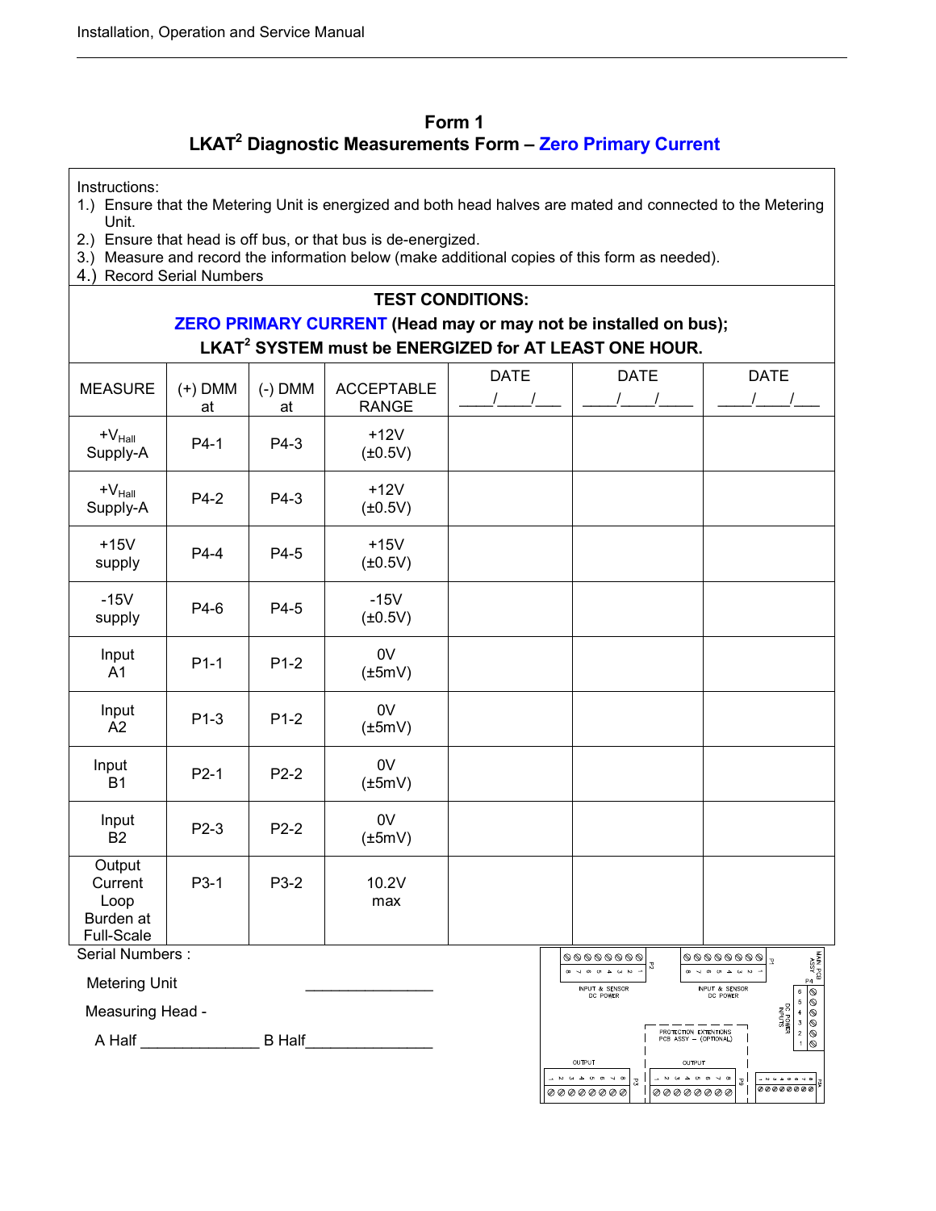# Form 1

## LKAT[2] Diagnostic Measurements Form – Zero Primary Current

Instructions:

1.) Ensure that the Metering Unit is energized and both head halves are mated and connected to the Metering Unit.
2.) Ensure that head is off bus, or that bus is de-energized.
3.) Measure and record the information below (make additional copies of this form as needed).
4.) Record Serial Numbers

**TEST CONDITIONS:**

**ZERO PRIMARY CURRENT (Head may or may not be installed on bus);**

**LKAT[2] SYSTEM must be ENERGIZED for AT LEAST ONE HOUR.**

| MEASURE | (+) DMM at | (-) DMM at | ACCEPTABLE RANGE | DATE \_\_\_\_/\_\_\_\_/\_\_\_ | DATE \_\_\_\_/\_\_\_\_/\_\_\_\_ | DATE \_\_\_\_/\_\_\_\_/\_\_\_ |
|---|---|---|---|---|---|---|
| $+V_{Hall}$ Supply-A | P4-1 | P4-3 | +12V (±0.5V) | | | |
| $+V_{Hall}$ Supply-A | P4-2 | P4-3 | +12V (±0.5V) | | | |
| +15V supply | P4-4 | P4-5 | +15V (±0.5V) | | | |
| -15V supply | P4-6 | P4-5 | -15V (±0.5V) | | | |
| Input A1 | P1-1 | P1-2 | 0V (±5mV) | | | |
| Input A2 | P1-3 | P1-2 | 0V (±5mV) | | | |
| Input B1 | P2-1 | P2-2 | 0V (±5mV) | | | |
| Input B2 | P2-3 | P2-2 | 0V (±5mV) | | | |
| Output Current Loop Burden at Full-Scale | P3-1 | P3-2 | 10.2V max | | | |

Serial Numbers :

Metering Unit \_\_\_\_\_\_\_\_\_\_\_\_\_\_\_\_

Measuring Head -

A Half \_\_\_\_\_\_\_\_\_\_\_\_\_\_\_ B Half\_\_\_\_\_\_\_\_\_\_\_\_\_\_\_\_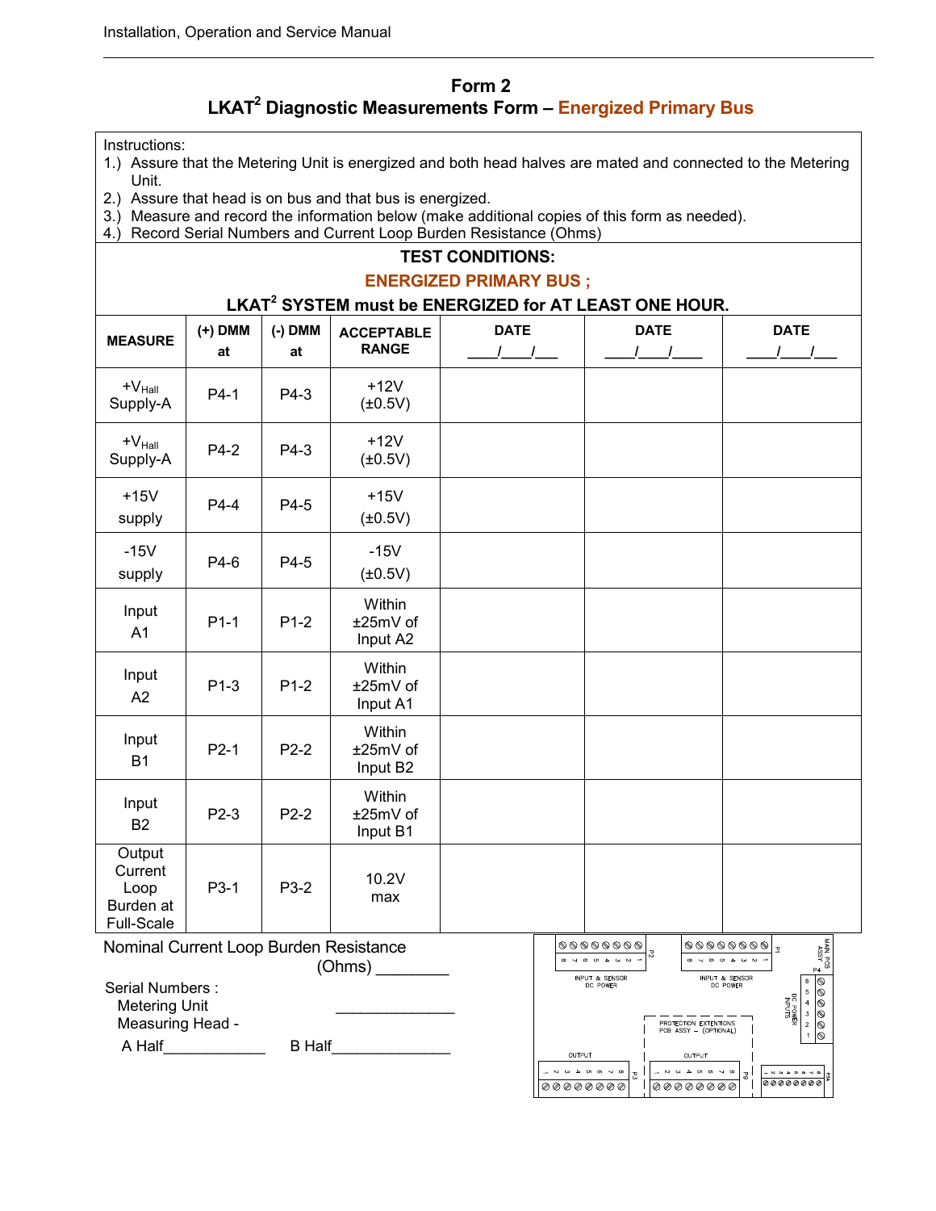## Form 2

## LKAT² Diagnostic Measurements Form – Energized Primary Bus

Instructions:

1.) Assure that the Metering Unit is energized and both head halves are mated and connected to the Metering Unit.
2.) Assure that head is on bus and that bus is energized.
3.) Measure and record the information below (make additional copies of this form as needed).
4.) Record Serial Numbers and Current Loop Burden Resistance (Ohms)

**TEST CONDITIONS:**

**ENERGIZED PRIMARY BUS ;**

**LKAT² SYSTEM must be ENERGIZED for AT LEAST ONE HOUR.**

| MEASURE | (+) DMM at | (-) DMM at | ACCEPTABLE RANGE | DATE ___/___/___ | DATE ___/___/___ | DATE ___/___/___ |
|---|---|---|---|---|---|---|
| $+V_{Hall}$ Supply-A | P4-1 | P4-3 | +12V (±0.5V) | | | |
| $+V_{Hall}$ Supply-A | P4-2 | P4-3 | +12V (±0.5V) | | | |
| +15V supply | P4-4 | P4-5 | +15V (±0.5V) | | | |
| -15V supply | P4-6 | P4-5 | -15V (±0.5V) | | | |
| Input A1 | P1-1 | P1-2 | Within ±25mV of Input A2 | | | |
| Input A2 | P1-3 | P1-2 | Within ±25mV of Input A1 | | | |
| Input B1 | P2-1 | P2-2 | Within ±25mV of Input B2 | | | |
| Input B2 | P2-3 | P2-2 | Within ±25mV of Input B1 | | | |
| Output Current Loop Burden at Full-Scale | P3-1 | P3-2 | 10.2V max | | | |

Nominal Current Loop Burden Resistance (Ohms) ________

Serial Numbers :

Metering Unit ______________

Measuring Head -

A Half____________ B Half______________

P2
INPUT & SENSOR DC POWER
P1
INPUT & SENSOR DC POWER
MAIN PCB ASSY
P4
DC POWER INPUTS
PROTECTION EXTENTIONS PCB ASSY – (OPTIONAL)
OUTPUT
P3
OUTPUT
P9
P4